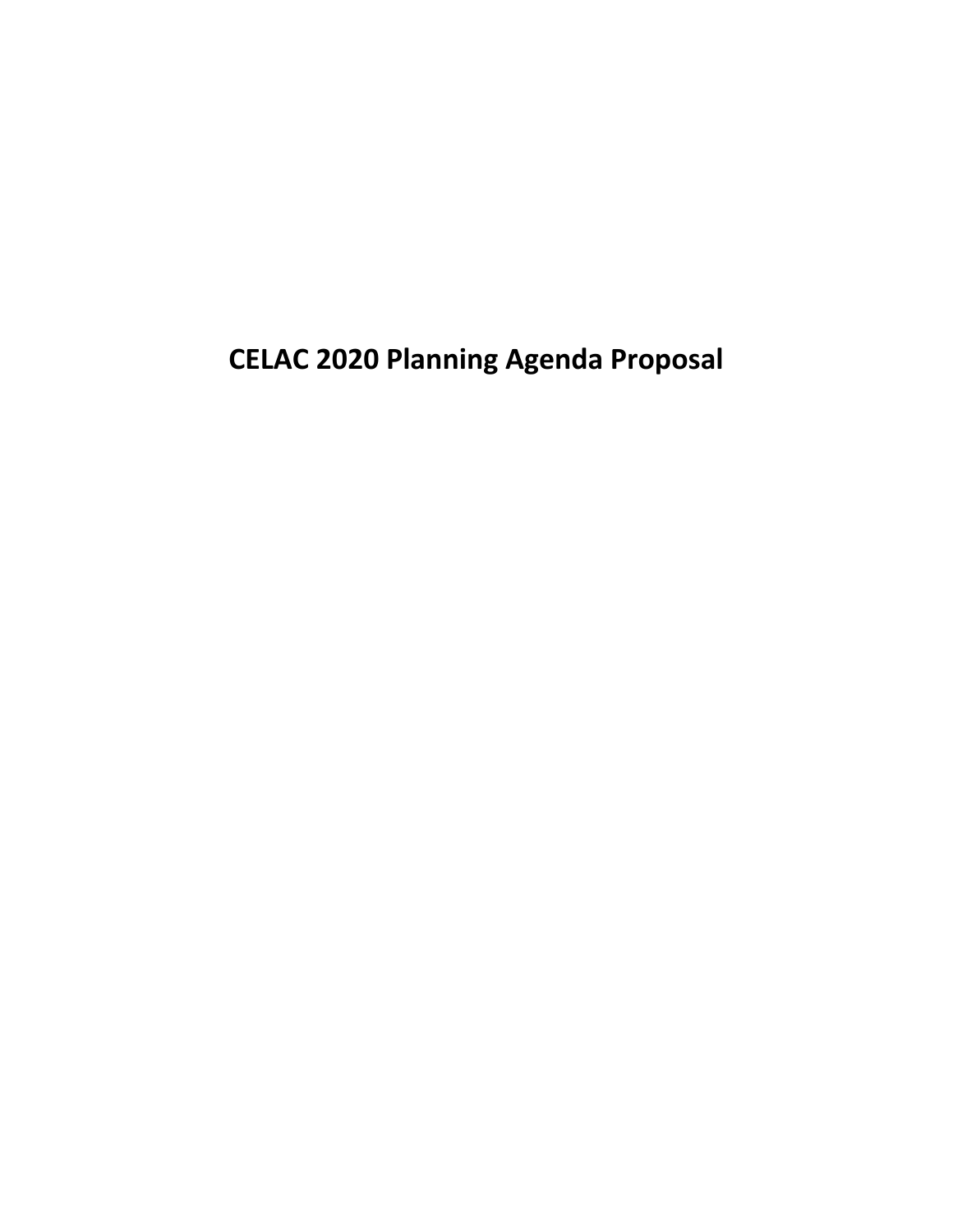# CELAC 2020 Planning Agenda Proposal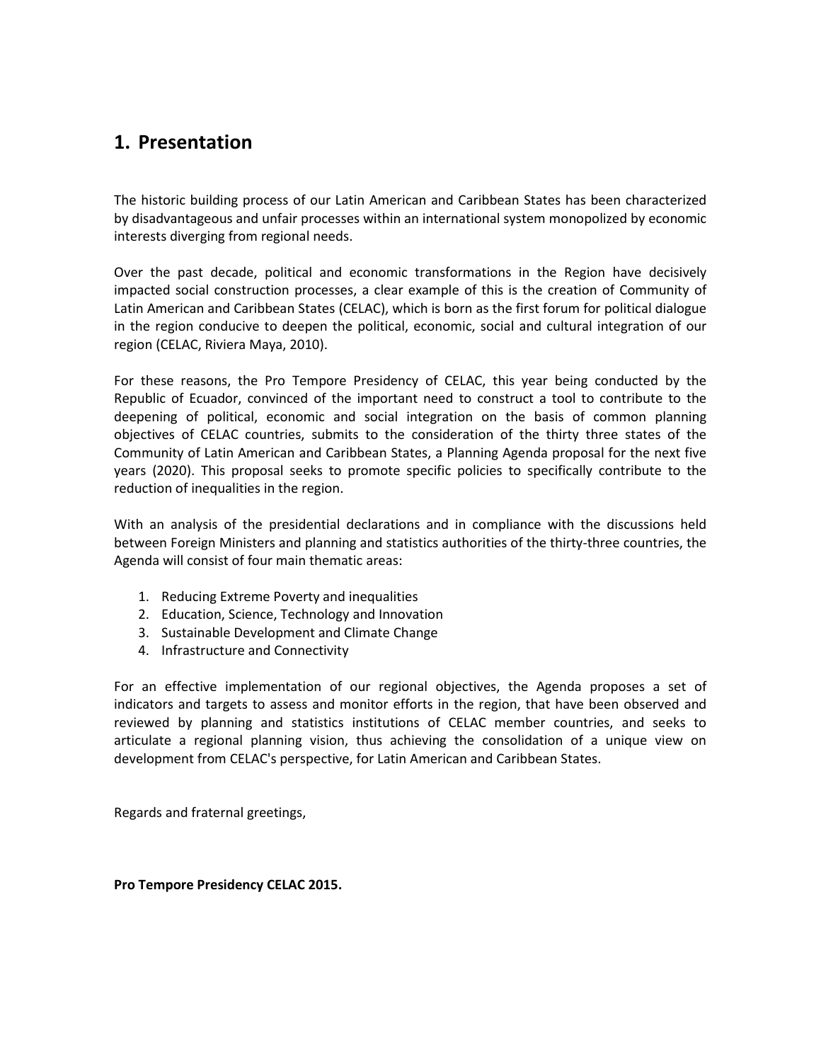# 1. Presentation

The historic building process of our Latin American and Caribbean States has been characterized by disadvantageous and unfair processes within an international system monopolized by economic interests diverging from regional needs.

Over the past decade, political and economic transformations in the Region have decisively impacted social construction processes, a clear example of this is the creation of Community of Latin American and Caribbean States (CELAC), which is born as the first forum for political dialogue in the region conducive to deepen the political, economic, social and cultural integration of our region (CELAC, Riviera Maya, 2010).

For these reasons, the Pro Tempore Presidency of CELAC, this year being conducted by the Republic of Ecuador, convinced of the important need to construct a tool to contribute to the deepening of political, economic and social integration on the basis of common planning objectives of CELAC countries, submits to the consideration of the thirty three states of the Community of Latin American and Caribbean States, a Planning Agenda proposal for the next five years (2020). This proposal seeks to promote specific policies to specifically contribute to the reduction of inequalities in the region.

With an analysis of the presidential declarations and in compliance with the discussions held between Foreign Ministers and planning and statistics authorities of the thirty-three countries, the Agenda will consist of four main thematic areas:

1. Reducing Extreme Poverty and inequalities
2. Education, Science, Technology and Innovation
3. Sustainable Development and Climate Change
4. Infrastructure and Connectivity

For an effective implementation of our regional objectives, the Agenda proposes a set of indicators and targets to assess and monitor efforts in the region, that have been observed and reviewed by planning and statistics institutions of CELAC member countries, and seeks to articulate a regional planning vision, thus achieving the consolidation of a unique view on development from CELAC's perspective, for Latin American and Caribbean States.

Regards and fraternal greetings,

**Pro Tempore Presidency CELAC 2015.**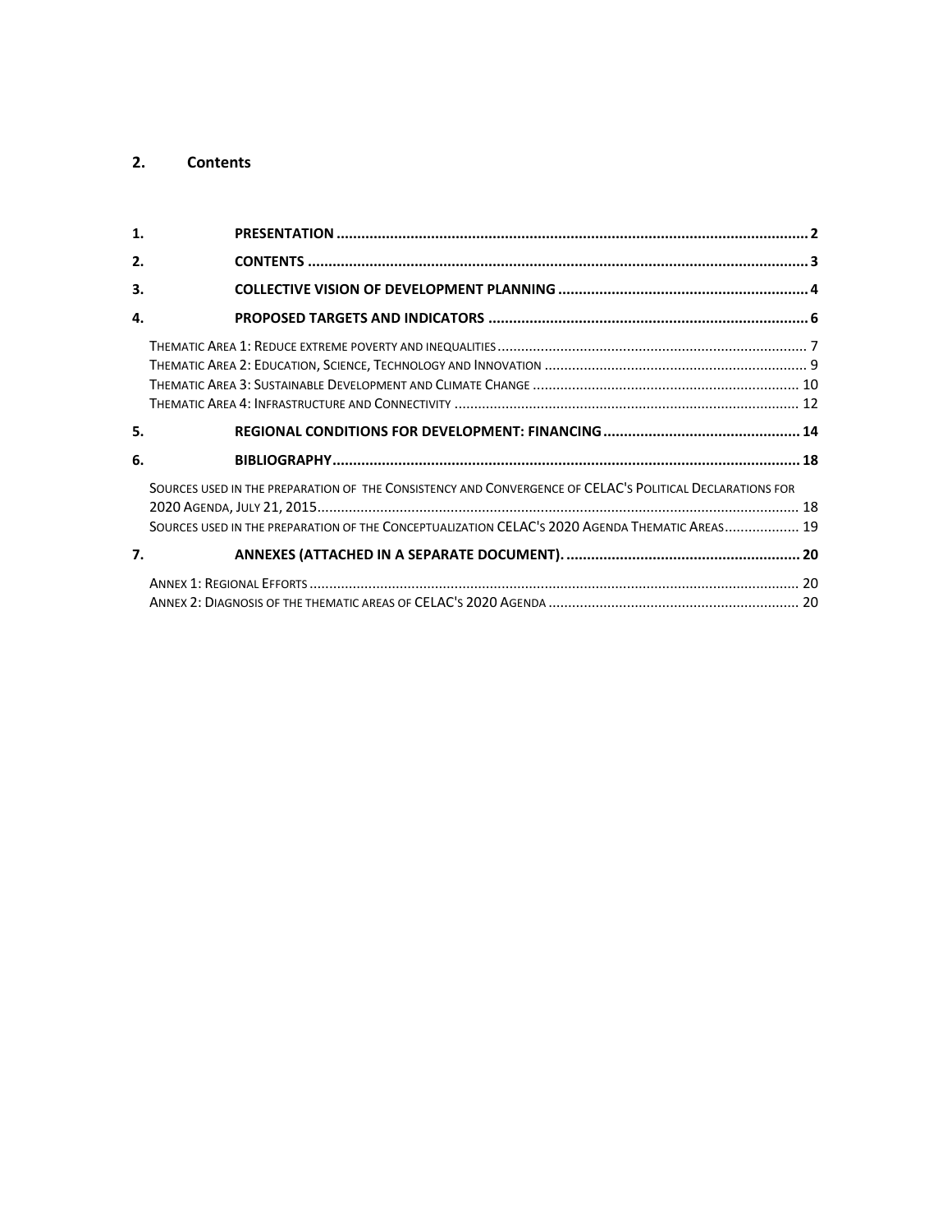## 2. Contents

1. PRESENTATION ..... 2
2. CONTENTS ..... 3
3. COLLECTIVE VISION OF DEVELOPMENT PLANNING ..... 4
4. PROPOSED TARGETS AND INDICATORS ..... 6
   - Thematic Area 1: Reduce extreme poverty and inequalities ..... 7
   - Thematic Area 2: Education, Science, Technology and Innovation ..... 9
   - Thematic Area 3: Sustainable Development and Climate Change ..... 10
   - Thematic Area 4: Infrastructure and Connectivity ..... 12
5. REGIONAL CONDITIONS FOR DEVELOPMENT: FINANCING ..... 14
6. BIBLIOGRAPHY ..... 18
   - Sources used in the preparation of the Consistency and Convergence of CELAC's Political Declarations for 2020 Agenda, July 21, 2015 ..... 18
   - Sources used in the preparation of the Conceptualization CELAC's 2020 Agenda Thematic Areas ..... 19
7. ANNEXES (ATTACHED IN A SEPARATE DOCUMENT). ..... 20
   - Annex 1: Regional Efforts ..... 20
   - Annex 2: Diagnosis of the thematic areas of CELAC's 2020 Agenda ..... 20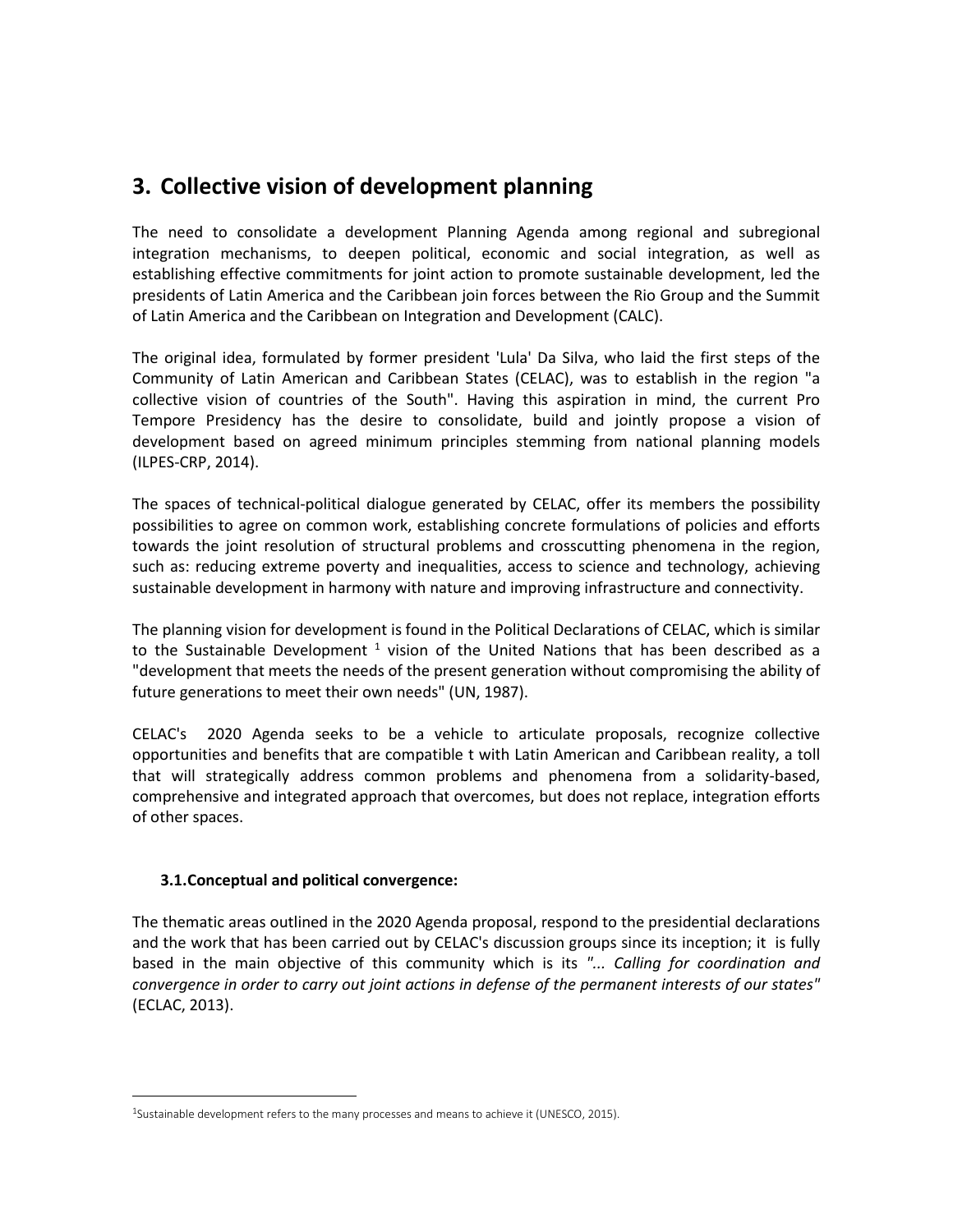## 3. Collective vision of development planning

The need to consolidate a development Planning Agenda among regional and subregional integration mechanisms, to deepen political, economic and social integration, as well as establishing effective commitments for joint action to promote sustainable development, led the presidents of Latin America and the Caribbean join forces between the Rio Group and the Summit of Latin America and the Caribbean on Integration and Development (CALC).

The original idea, formulated by former president 'Lula' Da Silva, who laid the first steps of the Community of Latin American and Caribbean States (CELAC), was to establish in the region "a collective vision of countries of the South". Having this aspiration in mind, the current Pro Tempore Presidency has the desire to consolidate, build and jointly propose a vision of development based on agreed minimum principles stemming from national planning models (ILPES-CRP, 2014).

The spaces of technical-political dialogue generated by CELAC, offer its members the possibility possibilities to agree on common work, establishing concrete formulations of policies and efforts towards the joint resolution of structural problems and crosscutting phenomena in the region, such as: reducing extreme poverty and inequalities, access to science and technology, achieving sustainable development in harmony with nature and improving infrastructure and connectivity.

The planning vision for development is found in the Political Declarations of CELAC, which is similar to the Sustainable Development [1] vision of the United Nations that has been described as a "development that meets the needs of the present generation without compromising the ability of future generations to meet their own needs" (UN, 1987).

CELAC's 2020 Agenda seeks to be a vehicle to articulate proposals, recognize collective opportunities and benefits that are compatible t with Latin American and Caribbean reality, a toll that will strategically address common problems and phenomena from a solidarity-based, comprehensive and integrated approach that overcomes, but does not replace, integration efforts of other spaces.

### 3.1. Conceptual and political convergence:

The thematic areas outlined in the 2020 Agenda proposal, respond to the presidential declarations and the work that has been carried out by CELAC's discussion groups since its inception; it is fully based in the main objective of this community which is its *"... Calling for coordination and convergence in order to carry out joint actions in defense of the permanent interests of our states"* (ECLAC, 2013).

---

[1] Sustainable development refers to the many processes and means to achieve it (UNESCO, 2015).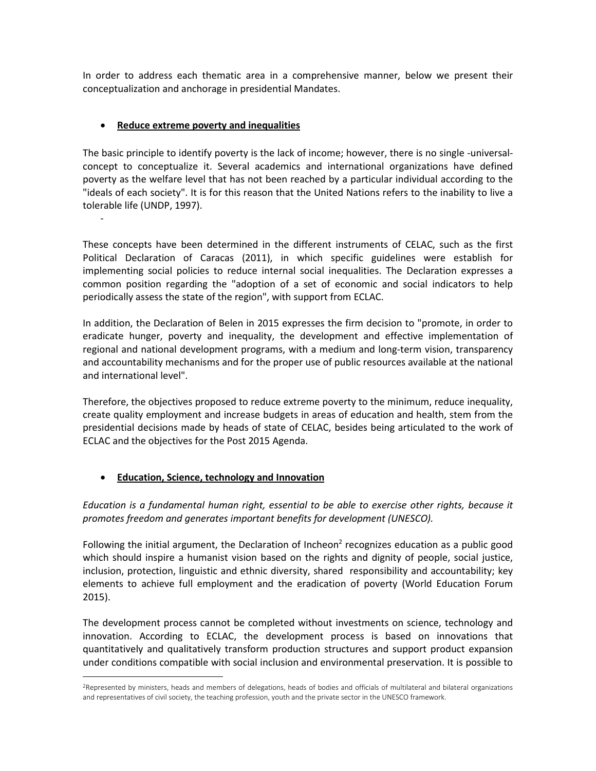In order to address each thematic area in a comprehensive manner, below we present their conceptualization and anchorage in presidential Mandates.

- **Reduce extreme poverty and inequalities**

The basic principle to identify poverty is the lack of income; however, there is no single -universal- concept to conceptualize it. Several academics and international organizations have defined poverty as the welfare level that has not been reached by a particular individual according to the "ideals of each society". It is for this reason that the United Nations refers to the inability to live a tolerable life (UNDP, 1997).

-

These concepts have been determined in the different instruments of CELAC, such as the first Political Declaration of Caracas (2011), in which specific guidelines were establish for implementing social policies to reduce internal social inequalities. The Declaration expresses a common position regarding the "adoption of a set of economic and social indicators to help periodically assess the state of the region", with support from ECLAC.

In addition, the Declaration of Belen in 2015 expresses the firm decision to "promote, in order to eradicate hunger, poverty and inequality, the development and effective implementation of regional and national development programs, with a medium and long-term vision, transparency and accountability mechanisms and for the proper use of public resources available at the national and international level".

Therefore, the objectives proposed to reduce extreme poverty to the minimum, reduce inequality, create quality employment and increase budgets in areas of education and health, stem from the presidential decisions made by heads of state of CELAC, besides being articulated to the work of ECLAC and the objectives for the Post 2015 Agenda.

- **Education, Science, technology and Innovation**

*Education is a fundamental human right, essential to be able to exercise other rights, because it promotes freedom and generates important benefits for development (UNESCO).*

Following the initial argument, the Declaration of Incheon[2] recognizes education as a public good which should inspire a humanist vision based on the rights and dignity of people, social justice, inclusion, protection, linguistic and ethnic diversity, shared responsibility and accountability; key elements to achieve full employment and the eradication of poverty (World Education Forum 2015).

The development process cannot be completed without investments on science, technology and innovation. According to ECLAC, the development process is based on innovations that quantitatively and qualitatively transform production structures and support product expansion under conditions compatible with social inclusion and environmental preservation. It is possible to

[2] Represented by ministers, heads and members of delegations, heads of bodies and officials of multilateral and bilateral organizations and representatives of civil society, the teaching profession, youth and the private sector in the UNESCO framework.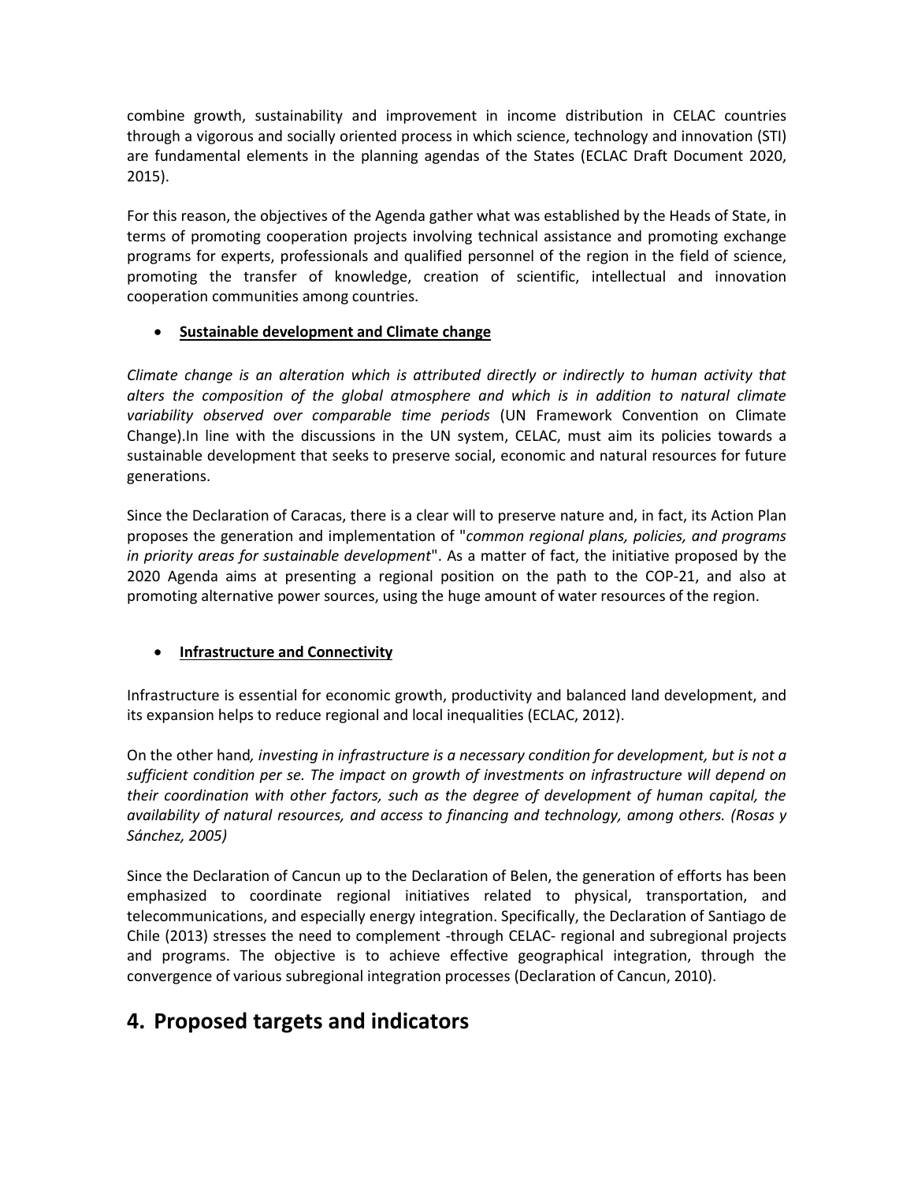combine growth, sustainability and improvement in income distribution in CELAC countries through a vigorous and socially oriented process in which science, technology and innovation (STI) are fundamental elements in the planning agendas of the States (ECLAC Draft Document 2020, 2015).

For this reason, the objectives of the Agenda gather what was established by the Heads of State, in terms of promoting cooperation projects involving technical assistance and promoting exchange programs for experts, professionals and qualified personnel of the region in the field of science, promoting the transfer of knowledge, creation of scientific, intellectual and innovation cooperation communities among countries.

- **Sustainable development and Climate change**

*Climate change is an alteration which is attributed directly or indirectly to human activity that alters the composition of the global atmosphere and which is in addition to natural climate variability observed over comparable time periods* (UN Framework Convention on Climate Change).In line with the discussions in the UN system, CELAC, must aim its policies towards a sustainable development that seeks to preserve social, economic and natural resources for future generations.

Since the Declaration of Caracas, there is a clear will to preserve nature and, in fact, its Action Plan proposes the generation and implementation of "*common regional plans, policies, and programs in priority areas for sustainable development*". As a matter of fact, the initiative proposed by the 2020 Agenda aims at presenting a regional position on the path to the COP-21, and also at promoting alternative power sources, using the huge amount of water resources of the region.

- **Infrastructure and Connectivity**

Infrastructure is essential for economic growth, productivity and balanced land development, and its expansion helps to reduce regional and local inequalities (ECLAC, 2012).

On the other hand*, investing in infrastructure is a necessary condition for development, but is not a sufficient condition per se. The impact on growth of investments on infrastructure will depend on their coordination with other factors, such as the degree of development of human capital, the availability of natural resources, and access to financing and technology, among others. (Rosas y Sánchez, 2005)*

Since the Declaration of Cancun up to the Declaration of Belen, the generation of efforts has been emphasized to coordinate regional initiatives related to physical, transportation, and telecommunications, and especially energy integration. Specifically, the Declaration of Santiago de Chile (2013) stresses the need to complement -through CELAC- regional and subregional projects and programs. The objective is to achieve effective geographical integration, through the convergence of various subregional integration processes (Declaration of Cancun, 2010).

## 4. Proposed targets and indicators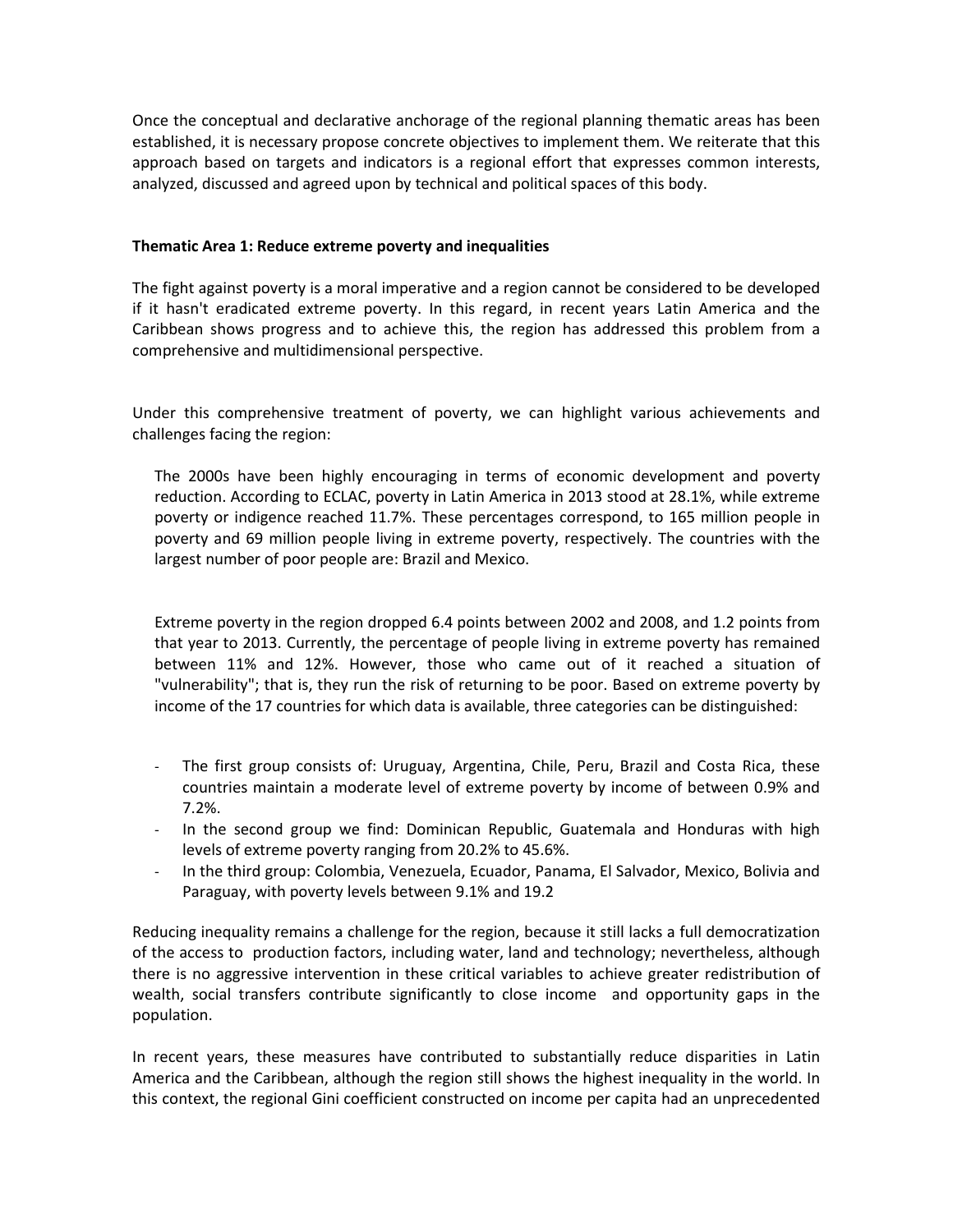Once the conceptual and declarative anchorage of the regional planning thematic areas has been established, it is necessary propose concrete objectives to implement them. We reiterate that this approach based on targets and indicators is a regional effort that expresses common interests, analyzed, discussed and agreed upon by technical and political spaces of this body.

**Thematic Area 1: Reduce extreme poverty and inequalities**

The fight against poverty is a moral imperative and a region cannot be considered to be developed if it hasn't eradicated extreme poverty. In this regard, in recent years Latin America and the Caribbean shows progress and to achieve this, the region has addressed this problem from a comprehensive and multidimensional perspective.

Under this comprehensive treatment of poverty, we can highlight various achievements and challenges facing the region:

> The 2000s have been highly encouraging in terms of economic development and poverty reduction. According to ECLAC, poverty in Latin America in 2013 stood at 28.1%, while extreme poverty or indigence reached 11.7%. These percentages correspond, to 165 million people in poverty and 69 million people living in extreme poverty, respectively. The countries with the largest number of poor people are: Brazil and Mexico.
>
> Extreme poverty in the region dropped 6.4 points between 2002 and 2008, and 1.2 points from that year to 2013. Currently, the percentage of people living in extreme poverty has remained between 11% and 12%. However, those who came out of it reached a situation of "vulnerability"; that is, they run the risk of returning to be poor. Based on extreme poverty by income of the 17 countries for which data is available, three categories can be distinguished:
>
> - The first group consists of: Uruguay, Argentina, Chile, Peru, Brazil and Costa Rica, these countries maintain a moderate level of extreme poverty by income of between 0.9% and 7.2%.
> - In the second group we find: Dominican Republic, Guatemala and Honduras with high levels of extreme poverty ranging from 20.2% to 45.6%.
> - In the third group: Colombia, Venezuela, Ecuador, Panama, El Salvador, Mexico, Bolivia and Paraguay, with poverty levels between 9.1% and 19.2

Reducing inequality remains a challenge for the region, because it still lacks a full democratization of the access to production factors, including water, land and technology; nevertheless, although there is no aggressive intervention in these critical variables to achieve greater redistribution of wealth, social transfers contribute significantly to close income and opportunity gaps in the population.

In recent years, these measures have contributed to substantially reduce disparities in Latin America and the Caribbean, although the region still shows the highest inequality in the world. In this context, the regional Gini coefficient constructed on income per capita had an unprecedented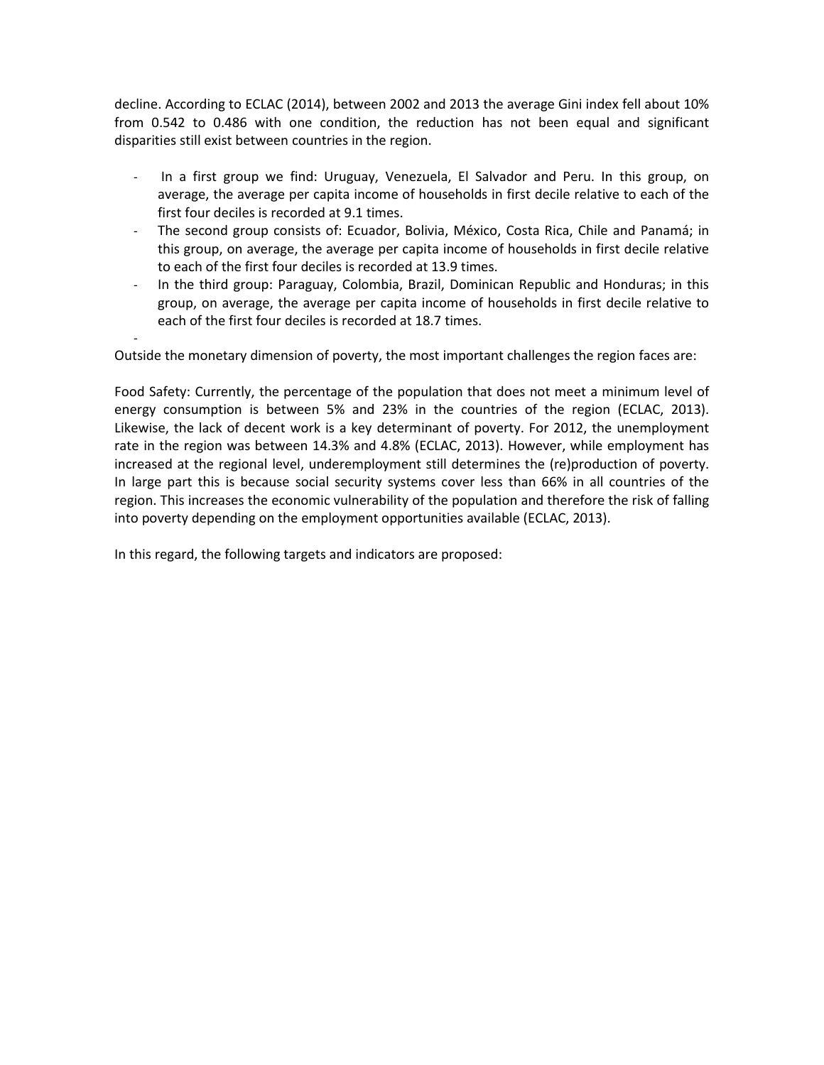decline. According to ECLAC (2014), between 2002 and 2013 the average Gini index fell about 10% from 0.542 to 0.486 with one condition, the reduction has not been equal and significant disparities still exist between countries in the region.

- In a first group we find: Uruguay, Venezuela, El Salvador and Peru. In this group, on average, the average per capita income of households in first decile relative to each of the first four deciles is recorded at 9.1 times.
- The second group consists of: Ecuador, Bolivia, México, Costa Rica, Chile and Panamá; in this group, on average, the average per capita income of households in first decile relative to each of the first four deciles is recorded at 13.9 times.
- In the third group: Paraguay, Colombia, Brazil, Dominican Republic and Honduras; in this group, on average, the average per capita income of households in first decile relative to each of the first four deciles is recorded at 18.7 times.
-

Outside the monetary dimension of poverty, the most important challenges the region faces are:

Food Safety: Currently, the percentage of the population that does not meet a minimum level of energy consumption is between 5% and 23% in the countries of the region (ECLAC, 2013). Likewise, the lack of decent work is a key determinant of poverty. For 2012, the unemployment rate in the region was between 14.3% and 4.8% (ECLAC, 2013). However, while employment has increased at the regional level, underemployment still determines the (re)production of poverty. In large part this is because social security systems cover less than 66% in all countries of the region. This increases the economic vulnerability of the population and therefore the risk of falling into poverty depending on the employment opportunities available (ECLAC, 2013).

In this regard, the following targets and indicators are proposed: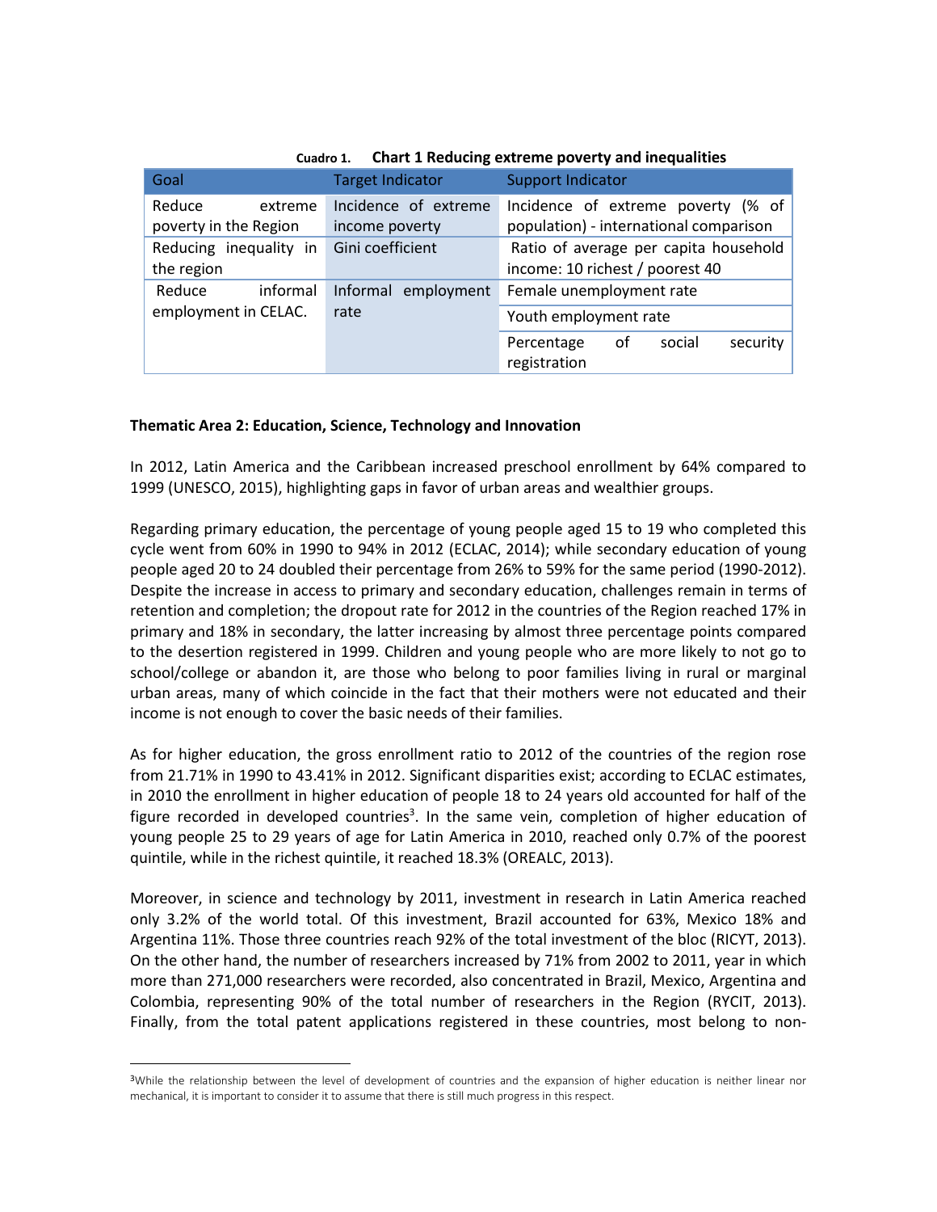Cuadro 1. **Chart 1 Reducing extreme poverty and inequalities**

| Goal | Target Indicator | Support Indicator |
|---|---|---|
| Reduce extreme poverty in the Region | Incidence of extreme income poverty | Incidence of extreme poverty (% of population) - international comparison |
| Reducing inequality in the region | Gini coefficient | Ratio of average per capita household income: 10 richest / poorest 40 |
| Reduce informal employment in CELAC. | Informal employment rate | Female unemployment rate |
| | | Youth employment rate |
| | | Percentage of social security registration |

**Thematic Area 2: Education, Science, Technology and Innovation**

In 2012, Latin America and the Caribbean increased preschool enrollment by 64% compared to 1999 (UNESCO, 2015), highlighting gaps in favor of urban areas and wealthier groups.

Regarding primary education, the percentage of young people aged 15 to 19 who completed this cycle went from 60% in 1990 to 94% in 2012 (ECLAC, 2014); while secondary education of young people aged 20 to 24 doubled their percentage from 26% to 59% for the same period (1990-2012). Despite the increase in access to primary and secondary education, challenges remain in terms of retention and completion; the dropout rate for 2012 in the countries of the Region reached 17% in primary and 18% in secondary, the latter increasing by almost three percentage points compared to the desertion registered in 1999. Children and young people who are more likely to not go to school/college or abandon it, are those who belong to poor families living in rural or marginal urban areas, many of which coincide in the fact that their mothers were not educated and their income is not enough to cover the basic needs of their families.

As for higher education, the gross enrollment ratio to 2012 of the countries of the region rose from 21.71% in 1990 to 43.41% in 2012. Significant disparities exist; according to ECLAC estimates, in 2010 the enrollment in higher education of people 18 to 24 years old accounted for half of the figure recorded in developed countries[3]. In the same vein, completion of higher education of young people 25 to 29 years of age for Latin America in 2010, reached only 0.7% of the poorest quintile, while in the richest quintile, it reached 18.3% (OREALC, 2013).

Moreover, in science and technology by 2011, investment in research in Latin America reached only 3.2% of the world total. Of this investment, Brazil accounted for 63%, Mexico 18% and Argentina 11%. Those three countries reach 92% of the total investment of the bloc (RICYT, 2013). On the other hand, the number of researchers increased by 71% from 2002 to 2011, year in which more than 271,000 researchers were recorded, also concentrated in Brazil, Mexico, Argentina and Colombia, representing 90% of the total number of researchers in the Region (RYCIT, 2013). Finally, from the total patent applications registered in these countries, most belong to non-

[3]While the relationship between the level of development of countries and the expansion of higher education is neither linear nor mechanical, it is important to consider it to assume that there is still much progress in this respect.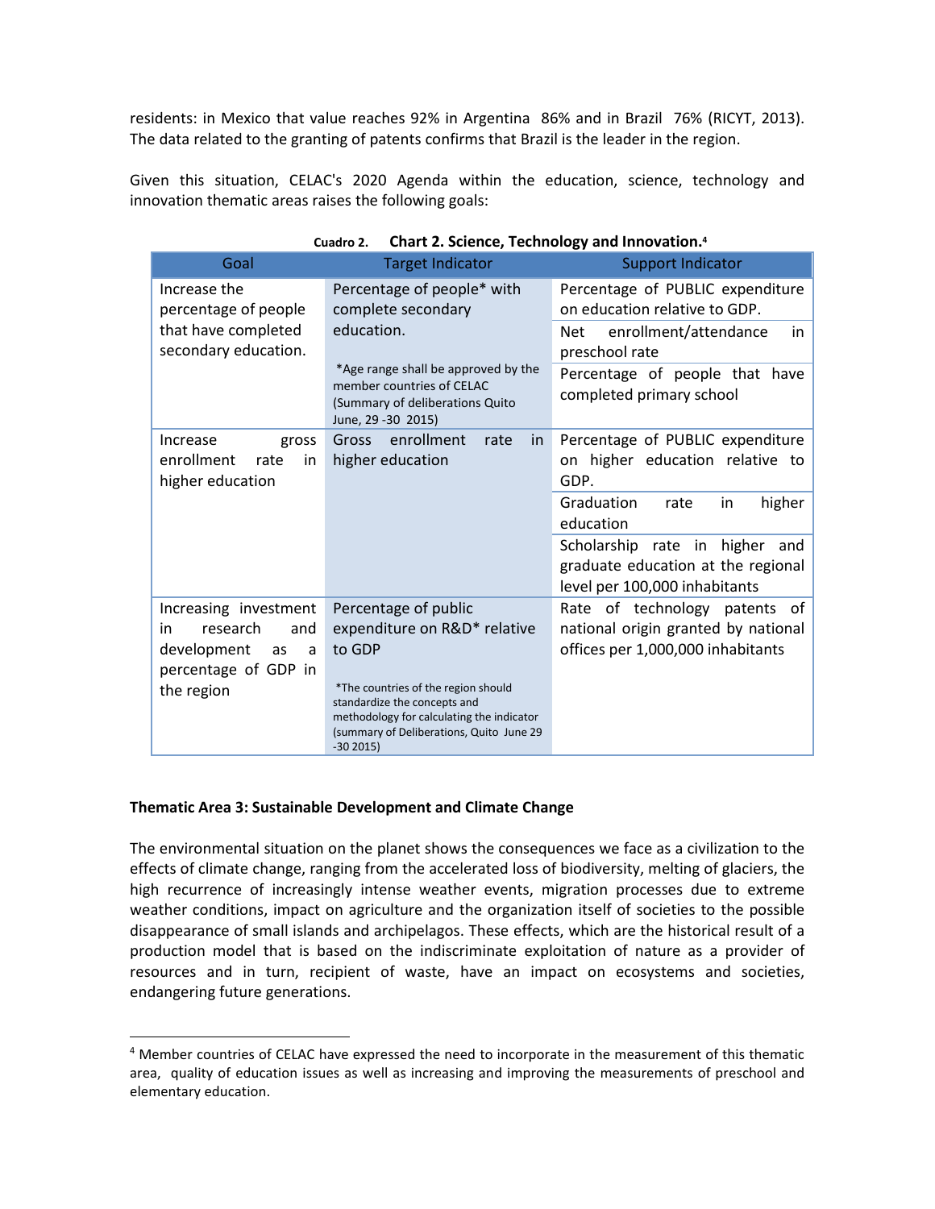residents: in Mexico that value reaches 92% in Argentina 86% and in Brazil 76% (RICYT, 2013). The data related to the granting of patents confirms that Brazil is the leader in the region.

Given this situation, CELAC's 2020 Agenda within the education, science, technology and innovation thematic areas raises the following goals:

**Cuadro 2. Chart 2. Science, Technology and Innovation.**[4]

| Goal | Target Indicator | Support Indicator |
|---|---|---|
| Increase the percentage of people that have completed secondary education. | Percentage of people* with complete secondary education.<br><br>*Age range shall be approved by the member countries of CELAC (Summary of deliberations Quito June, 29 -30 2015) | Percentage of PUBLIC expenditure on education relative to GDP.<br>Net enrollment/attendance in preschool rate<br>Percentage of people that have completed primary school |
| Increase gross enrollment rate in higher education | Gross enrollment rate in higher education | Percentage of PUBLIC expenditure on higher education relative to GDP.<br>Graduation rate in higher education<br>Scholarship rate in higher and graduate education at the regional level per 100,000 inhabitants |
| Increasing investment in research and development as a percentage of GDP in the region | Percentage of public expenditure on R&D* relative to GDP<br><br>*The countries of the region should standardize the concepts and methodology for calculating the indicator (summary of Deliberations, Quito June 29 -30 2015) | Rate of technology patents of national origin granted by national offices per 1,000,000 inhabitants |

**Thematic Area 3: Sustainable Development and Climate Change**

The environmental situation on the planet shows the consequences we face as a civilization to the effects of climate change, ranging from the accelerated loss of biodiversity, melting of glaciers, the high recurrence of increasingly intense weather events, migration processes due to extreme weather conditions, impact on agriculture and the organization itself of societies to the possible disappearance of small islands and archipelagos. These effects, which are the historical result of a production model that is based on the indiscriminate exploitation of nature as a provider of resources and in turn, recipient of waste, have an impact on ecosystems and societies, endangering future generations.

[4] Member countries of CELAC have expressed the need to incorporate in the measurement of this thematic area, quality of education issues as well as increasing and improving the measurements of preschool and elementary education.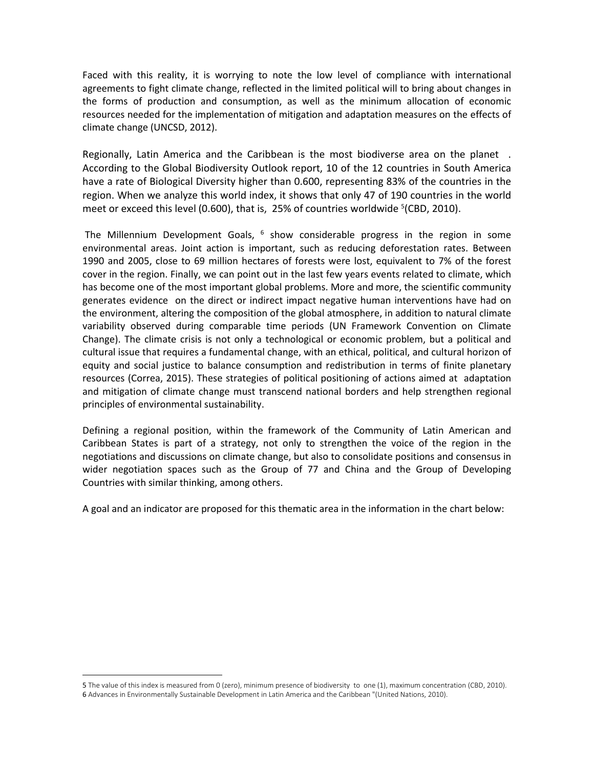Faced with this reality, it is worrying to note the low level of compliance with international agreements to fight climate change, reflected in the limited political will to bring about changes in the forms of production and consumption, as well as the minimum allocation of economic resources needed for the implementation of mitigation and adaptation measures on the effects of climate change (UNCSD, 2012).

Regionally, Latin America and the Caribbean is the most biodiverse area on the planet . According to the Global Biodiversity Outlook report, 10 of the 12 countries in South America have a rate of Biological Diversity higher than 0.600, representing 83% of the countries in the region. When we analyze this world index, it shows that only 47 of 190 countries in the world meet or exceed this level (0.600), that is, 25% of countries worldwide [5](CBD, 2010).

The Millennium Development Goals, [6] show considerable progress in the region in some environmental areas. Joint action is important, such as reducing deforestation rates. Between 1990 and 2005, close to 69 million hectares of forests were lost, equivalent to 7% of the forest cover in the region. Finally, we can point out in the last few years events related to climate, which has become one of the most important global problems. More and more, the scientific community generates evidence on the direct or indirect impact negative human interventions have had on the environment, altering the composition of the global atmosphere, in addition to natural climate variability observed during comparable time periods (UN Framework Convention on Climate Change). The climate crisis is not only a technological or economic problem, but a political and cultural issue that requires a fundamental change, with an ethical, political, and cultural horizon of equity and social justice to balance consumption and redistribution in terms of finite planetary resources (Correa, 2015). These strategies of political positioning of actions aimed at adaptation and mitigation of climate change must transcend national borders and help strengthen regional principles of environmental sustainability.

Defining a regional position, within the framework of the Community of Latin American and Caribbean States is part of a strategy, not only to strengthen the voice of the region in the negotiations and discussions on climate change, but also to consolidate positions and consensus in wider negotiation spaces such as the Group of 77 and China and the Group of Developing Countries with similar thinking, among others.

A goal and an indicator are proposed for this thematic area in the information in the chart below:

---

5 The value of this index is measured from 0 (zero), minimum presence of biodiversity to one (1), maximum concentration (CBD, 2010).

6 Advances in Environmentally Sustainable Development in Latin America and the Caribbean "(United Nations, 2010).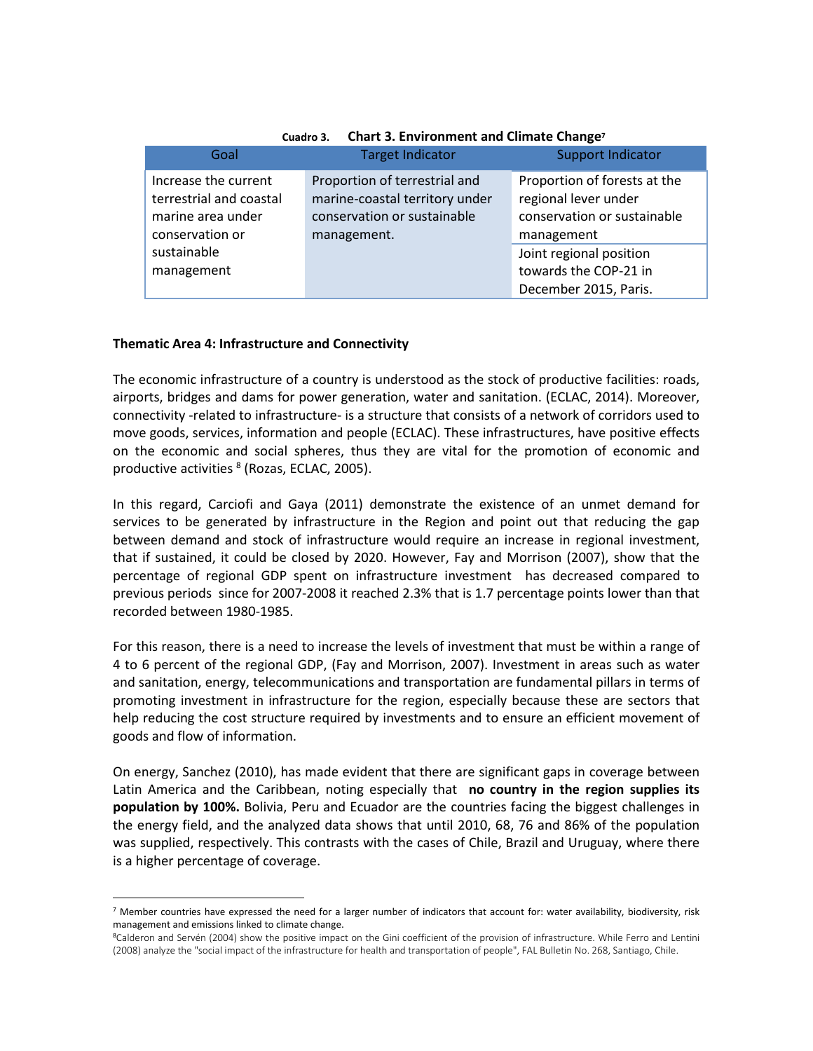Cuadro 3. **Chart 3. Environment and Climate Change**[7]

| Goal | Target Indicator | Support Indicator |
|---|---|---|
| Increase the current terrestrial and coastal marine area under conservation or sustainable management | Proportion of terrestrial and marine-coastal territory under conservation or sustainable management. | Proportion of forests at the regional lever under conservation or sustainable management |
| | | Joint regional position towards the COP-21 in December 2015, Paris. |

**Thematic Area 4: Infrastructure and Connectivity**

The economic infrastructure of a country is understood as the stock of productive facilities: roads, airports, bridges and dams for power generation, water and sanitation. (ECLAC, 2014). Moreover, connectivity -related to infrastructure- is a structure that consists of a network of corridors used to move goods, services, information and people (ECLAC). These infrastructures, have positive effects on the economic and social spheres, thus they are vital for the promotion of economic and productive activities [8] (Rozas, ECLAC, 2005).

In this regard, Carciofi and Gaya (2011) demonstrate the existence of an unmet demand for services to be generated by infrastructure in the Region and point out that reducing the gap between demand and stock of infrastructure would require an increase in regional investment, that if sustained, it could be closed by 2020. However, Fay and Morrison (2007), show that the percentage of regional GDP spent on infrastructure investment has decreased compared to previous periods since for 2007-2008 it reached 2.3% that is 1.7 percentage points lower than that recorded between 1980-1985.

For this reason, there is a need to increase the levels of investment that must be within a range of 4 to 6 percent of the regional GDP, (Fay and Morrison, 2007). Investment in areas such as water and sanitation, energy, telecommunications and transportation are fundamental pillars in terms of promoting investment in infrastructure for the region, especially because these are sectors that help reducing the cost structure required by investments and to ensure an efficient movement of goods and flow of information.

On energy, Sanchez (2010), has made evident that there are significant gaps in coverage between Latin America and the Caribbean, noting especially that **no country in the region supplies its population by 100%.** Bolivia, Peru and Ecuador are the countries facing the biggest challenges in the energy field, and the analyzed data shows that until 2010, 68, 76 and 86% of the population was supplied, respectively. This contrasts with the cases of Chile, Brazil and Uruguay, where there is a higher percentage of coverage.

[7] Member countries have expressed the need for a larger number of indicators that account for: water availability, biodiversity, risk management and emissions linked to climate change.

[8] Calderon and Servén (2004) show the positive impact on the Gini coefficient of the provision of infrastructure. While Ferro and Lentini (2008) analyze the "social impact of the infrastructure for health and transportation of people", FAL Bulletin No. 268, Santiago, Chile.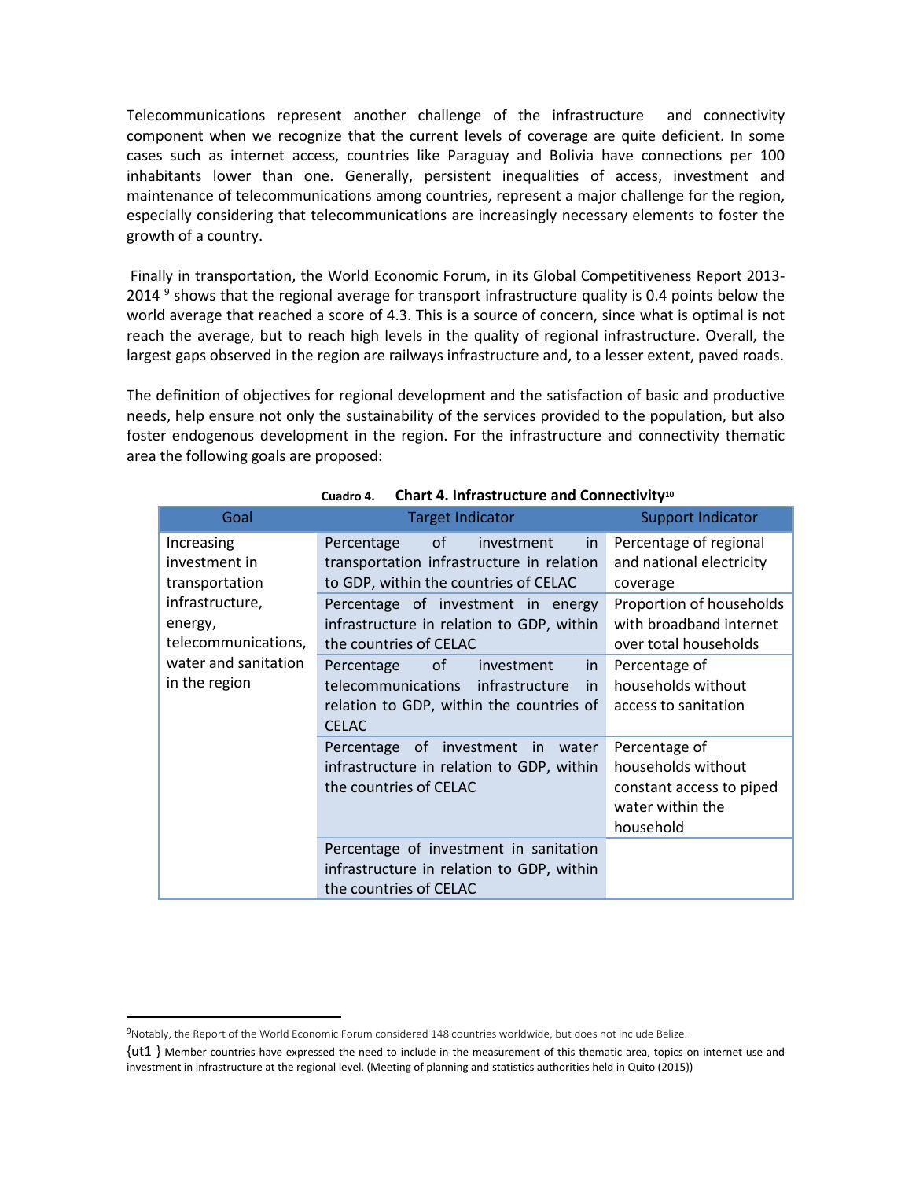Telecommunications represent another challenge of the infrastructure and connectivity component when we recognize that the current levels of coverage are quite deficient. In some cases such as internet access, countries like Paraguay and Bolivia have connections per 100 inhabitants lower than one. Generally, persistent inequalities of access, investment and maintenance of telecommunications among countries, represent a major challenge for the region, especially considering that telecommunications are increasingly necessary elements to foster the growth of a country.

Finally in transportation, the World Economic Forum, in its Global Competitiveness Report 2013-2014 [9] shows that the regional average for transport infrastructure quality is 0.4 points below the world average that reached a score of 4.3. This is a source of concern, since what is optimal is not reach the average, but to reach high levels in the quality of regional infrastructure. Overall, the largest gaps observed in the region are railways infrastructure and, to a lesser extent, paved roads.

The definition of objectives for regional development and the satisfaction of basic and productive needs, help ensure not only the sustainability of the services provided to the population, but also foster endogenous development in the region. For the infrastructure and connectivity thematic area the following goals are proposed:

Cuadro 4. **Chart 4. Infrastructure and Connectivity**[10]

| Goal | Target Indicator | Support Indicator |
|---|---|---|
| Increasing investment in transportation infrastructure, energy, telecommunications, water and sanitation in the region | Percentage of investment in transportation infrastructure in relation to GDP, within the countries of CELAC | Percentage of regional and national electricity coverage |
| | Percentage of investment in energy infrastructure in relation to GDP, within the countries of CELAC | Proportion of households with broadband internet over total households |
| | Percentage of investment in telecommunications infrastructure in relation to GDP, within the countries of CELAC | Percentage of households without access to sanitation |
| | Percentage of investment in water infrastructure in relation to GDP, within the countries of CELAC | Percentage of households without constant access to piped water within the household |
| | Percentage of investment in sanitation infrastructure in relation to GDP, within the countries of CELAC | |

---

[9] Notably, the Report of the World Economic Forum considered 148 countries worldwide, but does not include Belize.

{ut1 } Member countries have expressed the need to include in the measurement of this thematic area, topics on internet use and investment in infrastructure at the regional level. (Meeting of planning and statistics authorities held in Quito (2015))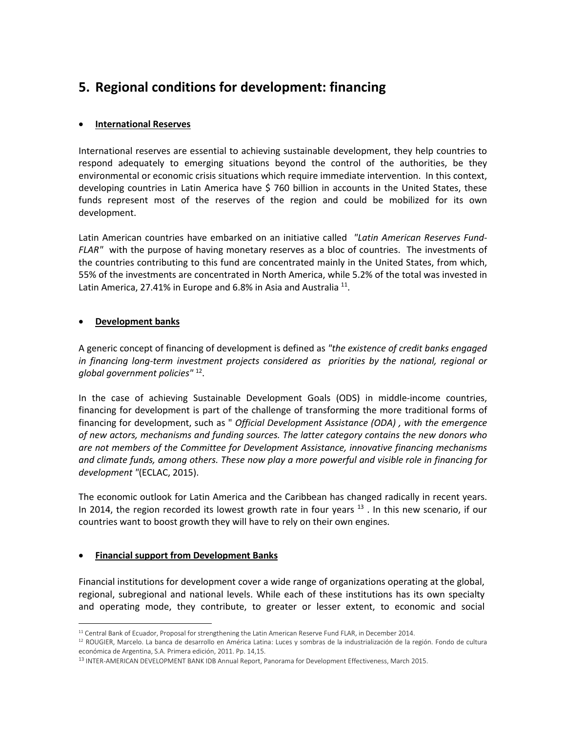## 5. Regional conditions for development: financing

- **International Reserves**

International reserves are essential to achieving sustainable development, they help countries to respond adequately to emerging situations beyond the control of the authorities, be they environmental or economic crisis situations which require immediate intervention. In this context, developing countries in Latin America have $ 760 billion in accounts in the United States, these funds represent most of the reserves of the region and could be mobilized for its own development.

Latin American countries have embarked on an initiative called *"Latin American Reserves Fund-FLAR"* with the purpose of having monetary reserves as a bloc of countries. The investments of the countries contributing to this fund are concentrated mainly in the United States, from which, 55% of the investments are concentrated in North America, while 5.2% of the total was invested in Latin America, 27.41% in Europe and 6.8% in Asia and Australia [11].

- **Development banks**

A generic concept of financing of development is defined as *"the existence of credit banks engaged in financing long-term investment projects considered as priorities by the national, regional or global government policies"* [12].

In the case of achieving Sustainable Development Goals (ODS) in middle-income countries, financing for development is part of the challenge of transforming the more traditional forms of financing for development, such as " *Official Development Assistance (ODA) , with the emergence of new actors, mechanisms and funding sources. The latter category contains the new donors who are not members of the Committee for Development Assistance, innovative financing mechanisms and climate funds, among others. These now play a more powerful and visible role in financing for development* "(ECLAC, 2015).

The economic outlook for Latin America and the Caribbean has changed radically in recent years. In 2014, the region recorded its lowest growth rate in four years [13] . In this new scenario, if our countries want to boost growth they will have to rely on their own engines.

- **Financial support from Development Banks**

Financial institutions for development cover a wide range of organizations operating at the global, regional, subregional and national levels. While each of these institutions has its own specialty and operating mode, they contribute, to greater or lesser extent, to economic and social

---

[11] Central Bank of Ecuador, Proposal for strengthening the Latin American Reserve Fund FLAR, in December 2014.

[12] ROUGIER, Marcelo. La banca de desarrollo en América Latina: Luces y sombras de la industrialización de la región. Fondo de cultura económica de Argentina, S.A. Primera edición, 2011. Pp. 14,15.

[13] INTER-AMERICAN DEVELOPMENT BANK IDB Annual Report, Panorama for Development Effectiveness, March 2015.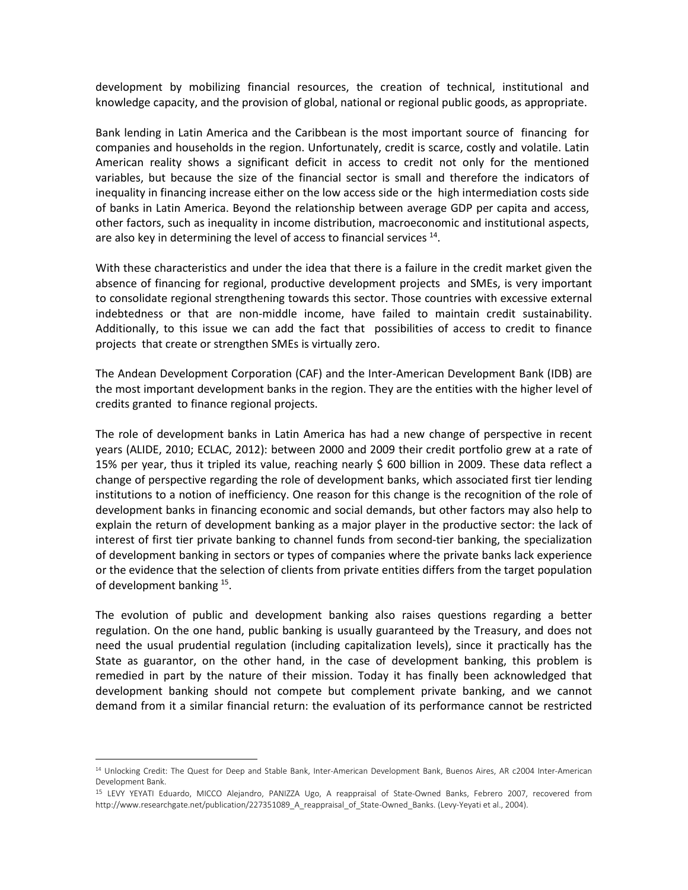development by mobilizing financial resources, the creation of technical, institutional and knowledge capacity, and the provision of global, national or regional public goods, as appropriate.

Bank lending in Latin America and the Caribbean is the most important source of financing for companies and households in the region. Unfortunately, credit is scarce, costly and volatile. Latin American reality shows a significant deficit in access to credit not only for the mentioned variables, but because the size of the financial sector is small and therefore the indicators of inequality in financing increase either on the low access side or the high intermediation costs side of banks in Latin America. Beyond the relationship between average GDP per capita and access, other factors, such as inequality in income distribution, macroeconomic and institutional aspects, are also key in determining the level of access to financial services [14].

With these characteristics and under the idea that there is a failure in the credit market given the absence of financing for regional, productive development projects and SMEs, is very important to consolidate regional strengthening towards this sector. Those countries with excessive external indebtedness or that are non-middle income, have failed to maintain credit sustainability. Additionally, to this issue we can add the fact that possibilities of access to credit to finance projects that create or strengthen SMEs is virtually zero.

The Andean Development Corporation (CAF) and the Inter-American Development Bank (IDB) are the most important development banks in the region. They are the entities with the higher level of credits granted to finance regional projects.

The role of development banks in Latin America has had a new change of perspective in recent years (ALIDE, 2010; ECLAC, 2012): between 2000 and 2009 their credit portfolio grew at a rate of 15% per year, thus it tripled its value, reaching nearly $ 600 billion in 2009. These data reflect a change of perspective regarding the role of development banks, which associated first tier lending institutions to a notion of inefficiency. One reason for this change is the recognition of the role of development banks in financing economic and social demands, but other factors may also help to explain the return of development banking as a major player in the productive sector: the lack of interest of first tier private banking to channel funds from second-tier banking, the specialization of development banking in sectors or types of companies where the private banks lack experience or the evidence that the selection of clients from private entities differs from the target population of development banking [15].

The evolution of public and development banking also raises questions regarding a better regulation. On the one hand, public banking is usually guaranteed by the Treasury, and does not need the usual prudential regulation (including capitalization levels), since it practically has the State as guarantor, on the other hand, in the case of development banking, this problem is remedied in part by the nature of their mission. Today it has finally been acknowledged that development banking should not compete but complement private banking, and we cannot demand from it a similar financial return: the evaluation of its performance cannot be restricted

[14] Unlocking Credit: The Quest for Deep and Stable Bank, Inter-American Development Bank, Buenos Aires, AR c2004 Inter-American Development Bank.

[15] LEVY YEYATI Eduardo, MICCO Alejandro, PANIZZA Ugo, A reappraisal of State-Owned Banks, Febrero 2007, recovered from http://www.researchgate.net/publication/227351089_A_reappraisal_of_State-Owned_Banks. (Levy-Yeyati et al., 2004).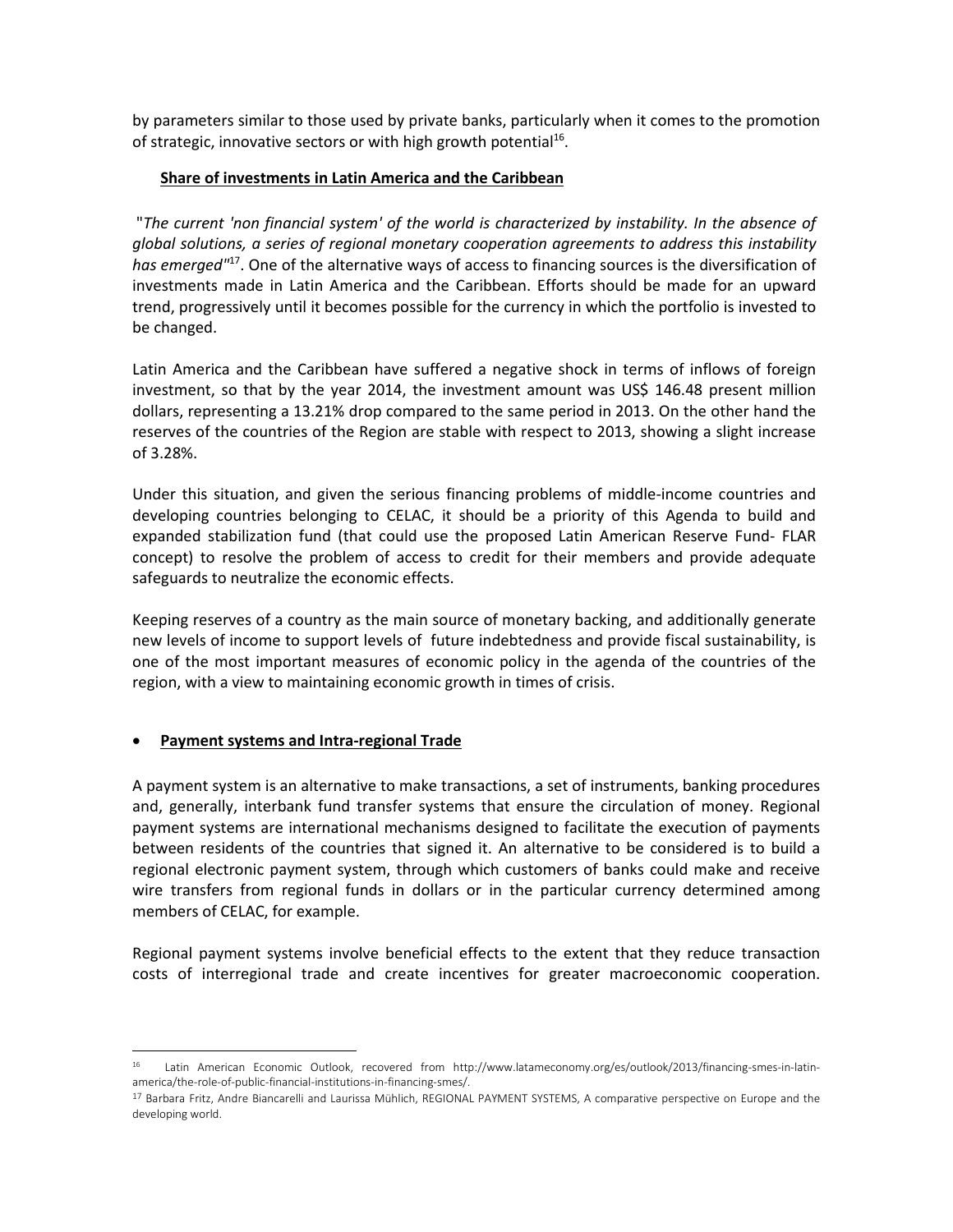by parameters similar to those used by private banks, particularly when it comes to the promotion of strategic, innovative sectors or with high growth potential[16].

**Share of investments in Latin America and the Caribbean**

"*The current 'non financial system' of the world is characterized by instability. In the absence of global solutions, a series of regional monetary cooperation agreements to address this instability has emerged"*[17]. One of the alternative ways of access to financing sources is the diversification of investments made in Latin America and the Caribbean. Efforts should be made for an upward trend, progressively until it becomes possible for the currency in which the portfolio is invested to be changed.

Latin America and the Caribbean have suffered a negative shock in terms of inflows of foreign investment, so that by the year 2014, the investment amount was US$ 146.48 present million dollars, representing a 13.21% drop compared to the same period in 2013. On the other hand the reserves of the countries of the Region are stable with respect to 2013, showing a slight increase of 3.28%.

Under this situation, and given the serious financing problems of middle-income countries and developing countries belonging to CELAC, it should be a priority of this Agenda to build and expanded stabilization fund (that could use the proposed Latin American Reserve Fund- FLAR concept) to resolve the problem of access to credit for their members and provide adequate safeguards to neutralize the economic effects.

Keeping reserves of a country as the main source of monetary backing, and additionally generate new levels of income to support levels of future indebtedness and provide fiscal sustainability, is one of the most important measures of economic policy in the agenda of the countries of the region, with a view to maintaining economic growth in times of crisis.

- **Payment systems and Intra-regional Trade**

A payment system is an alternative to make transactions, a set of instruments, banking procedures and, generally, interbank fund transfer systems that ensure the circulation of money. Regional payment systems are international mechanisms designed to facilitate the execution of payments between residents of the countries that signed it. An alternative to be considered is to build a regional electronic payment system, through which customers of banks could make and receive wire transfers from regional funds in dollars or in the particular currency determined among members of CELAC, for example.

Regional payment systems involve beneficial effects to the extent that they reduce transaction costs of interregional trade and create incentives for greater macroeconomic cooperation.

---

[16] Latin American Economic Outlook, recovered from http://www.latameconomy.org/es/outlook/2013/financing-smes-in-latin-america/the-role-of-public-financial-institutions-in-financing-smes/.

[17] Barbara Fritz, Andre Biancarelli and Laurissa Mühlich, REGIONAL PAYMENT SYSTEMS, A comparative perspective on Europe and the developing world.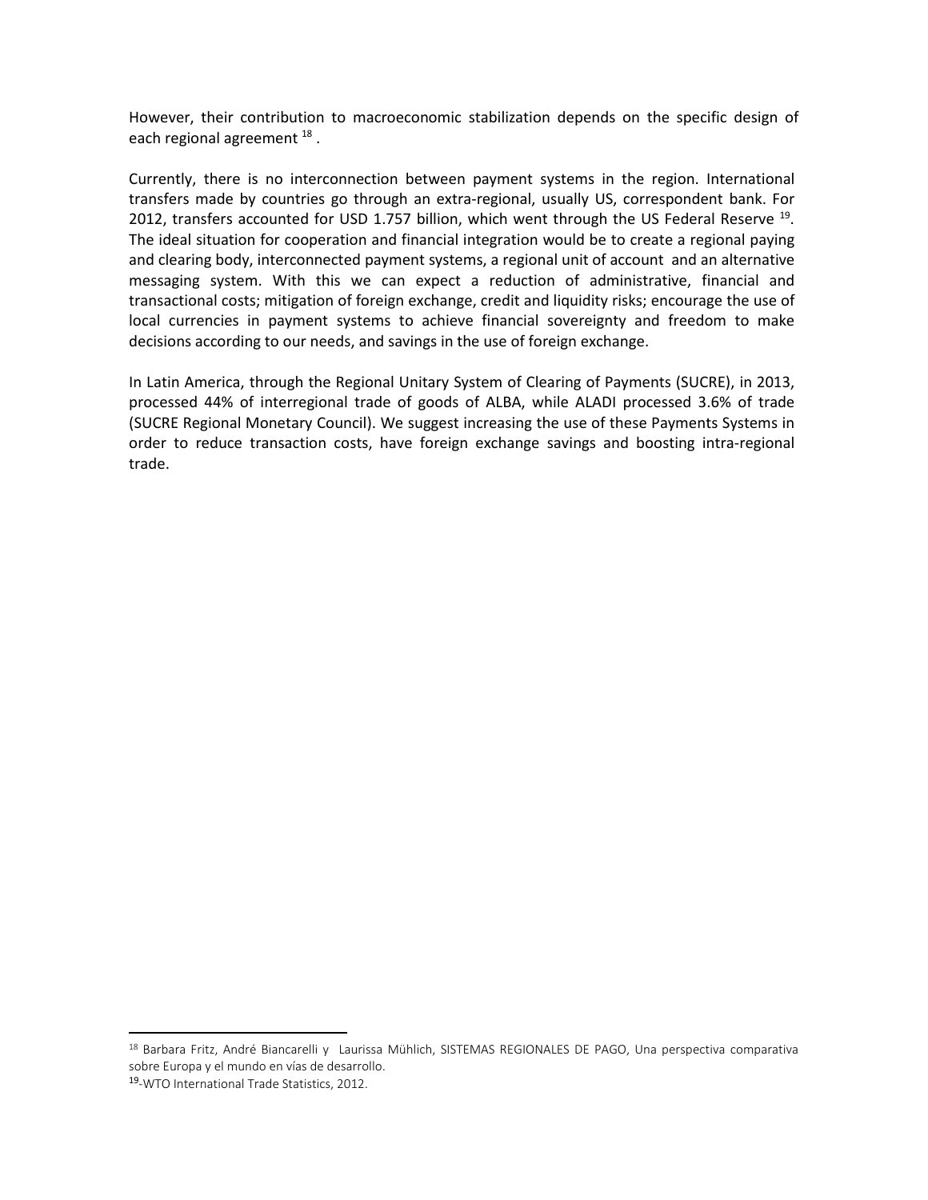However, their contribution to macroeconomic stabilization depends on the specific design of each regional agreement [18] .

Currently, there is no interconnection between payment systems in the region. International transfers made by countries go through an extra-regional, usually US, correspondent bank. For 2012, transfers accounted for USD 1.757 billion, which went through the US Federal Reserve [19]. The ideal situation for cooperation and financial integration would be to create a regional paying and clearing body, interconnected payment systems, a regional unit of account and an alternative messaging system. With this we can expect a reduction of administrative, financial and transactional costs; mitigation of foreign exchange, credit and liquidity risks; encourage the use of local currencies in payment systems to achieve financial sovereignty and freedom to make decisions according to our needs, and savings in the use of foreign exchange.

In Latin America, through the Regional Unitary System of Clearing of Payments (SUCRE), in 2013, processed 44% of interregional trade of goods of ALBA, while ALADI processed 3.6% of trade (SUCRE Regional Monetary Council). We suggest increasing the use of these Payments Systems in order to reduce transaction costs, have foreign exchange savings and boosting intra-regional trade.

---

[18] Barbara Fritz, André Biancarelli y Laurissa Mühlich, SISTEMAS REGIONALES DE PAGO, Una perspectiva comparativa sobre Europa y el mundo en vías de desarrollo.

[19]-WTO International Trade Statistics, 2012.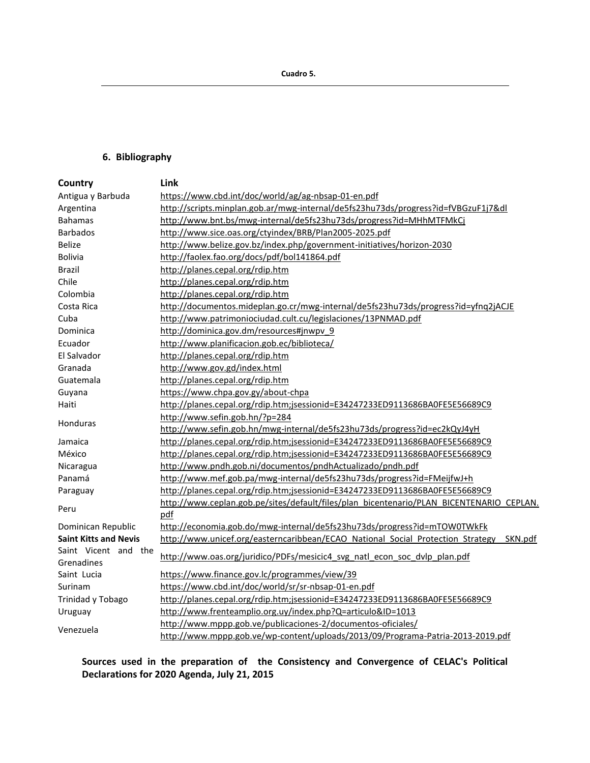**Cuadro 5.**

## 6. Bibliography

| Country | Link |
|---|---|
| Antigua y Barbuda | https://www.cbd.int/doc/world/ag/ag-nbsap-01-en.pdf |
| Argentina | http://scripts.minplan.gob.ar/mwg-internal/de5fs23hu73ds/progress?id=fVBGzuF1j7&dl |
| Bahamas | http://www.bnt.bs/mwg-internal/de5fs23hu73ds/progress?id=MHhMTFMkCj |
| Barbados | http://www.sice.oas.org/ctyindex/BRB/Plan2005-2025.pdf |
| Belize | http://www.belize.gov.bz/index.php/government-initiatives/horizon-2030 |
| Bolivia | http://faolex.fao.org/docs/pdf/bol141864.pdf |
| Brazil | http://planes.cepal.org/rdip.htm |
| Chile | http://planes.cepal.org/rdip.htm |
| Colombia | http://planes.cepal.org/rdip.htm |
| Costa Rica | http://documentos.mideplan.go.cr/mwg-internal/de5fs23hu73ds/progress?id=yfnq2jACJE |
| Cuba | http://www.patrimoniociudad.cult.cu/legislaciones/13PNMAD.pdf |
| Dominica | http://dominica.gov.dm/resources#jnwpv_9 |
| Ecuador | http://www.planificacion.gob.ec/biblioteca/ |
| El Salvador | http://planes.cepal.org/rdip.htm |
| Granada | http://www.gov.gd/index.html |
| Guatemala | http://planes.cepal.org/rdip.htm |
| Guyana | https://www.chpa.gov.gy/about-chpa |
| Haiti | http://planes.cepal.org/rdip.htm;jsessionid=E34247233ED9113686BA0FE5E56689C9 |
| Honduras | http://www.sefin.gob.hn/?p=284 http://www.sefin.gob.hn/mwg-internal/de5fs23hu73ds/progress?id=ec2kQyJ4yH |
| Jamaica | http://planes.cepal.org/rdip.htm;jsessionid=E34247233ED9113686BA0FE5E56689C9 |
| México | http://planes.cepal.org/rdip.htm;jsessionid=E34247233ED9113686BA0FE5E56689C9 |
| Nicaragua | http://www.pndh.gob.ni/documentos/pndhActualizado/pndh.pdf |
| Panamá | http://www.mef.gob.pa/mwg-internal/de5fs23hu73ds/progress?id=FMeijfwJ+h |
| Paraguay | http://planes.cepal.org/rdip.htm;jsessionid=E34247233ED9113686BA0FE5E56689C9 |
| Peru | http://www.ceplan.gob.pe/sites/default/files/plan_bicentenario/PLAN_BICENTENARIO_CEPLAN.pdf |
| Dominican Republic | http://economia.gob.do/mwg-internal/de5fs23hu73ds/progress?id=mTOW0TWkFk |
| **Saint Kitts and Nevis** | http://www.unicef.org/easterncaribbean/ECAO_National_Social_Protection_Strategy__SKN.pdf |
| Saint Vicent and the Grenadines | http://www.oas.org/juridico/PDFs/mesicic4_svg_natl_econ_soc_dvlp_plan.pdf |
| Saint Lucia | https://www.finance.gov.lc/programmes/view/39 |
| Surinam | https://www.cbd.int/doc/world/sr/sr-nbsap-01-en.pdf |
| Trinidad y Tobago | http://planes.cepal.org/rdip.htm;jsessionid=E34247233ED9113686BA0FE5E56689C9 |
| Uruguay | http://www.frenteamplio.org.uy/index.php?Q=articulo&ID=1013 |
| Venezuela | http://www.mppp.gob.ve/publicaciones-2/documentos-oficiales/ http://www.mppp.gob.ve/wp-content/uploads/2013/09/Programa-Patria-2013-2019.pdf |

**Sources used in the preparation of the Consistency and Convergence of CELAC's Political Declarations for 2020 Agenda, July 21, 2015**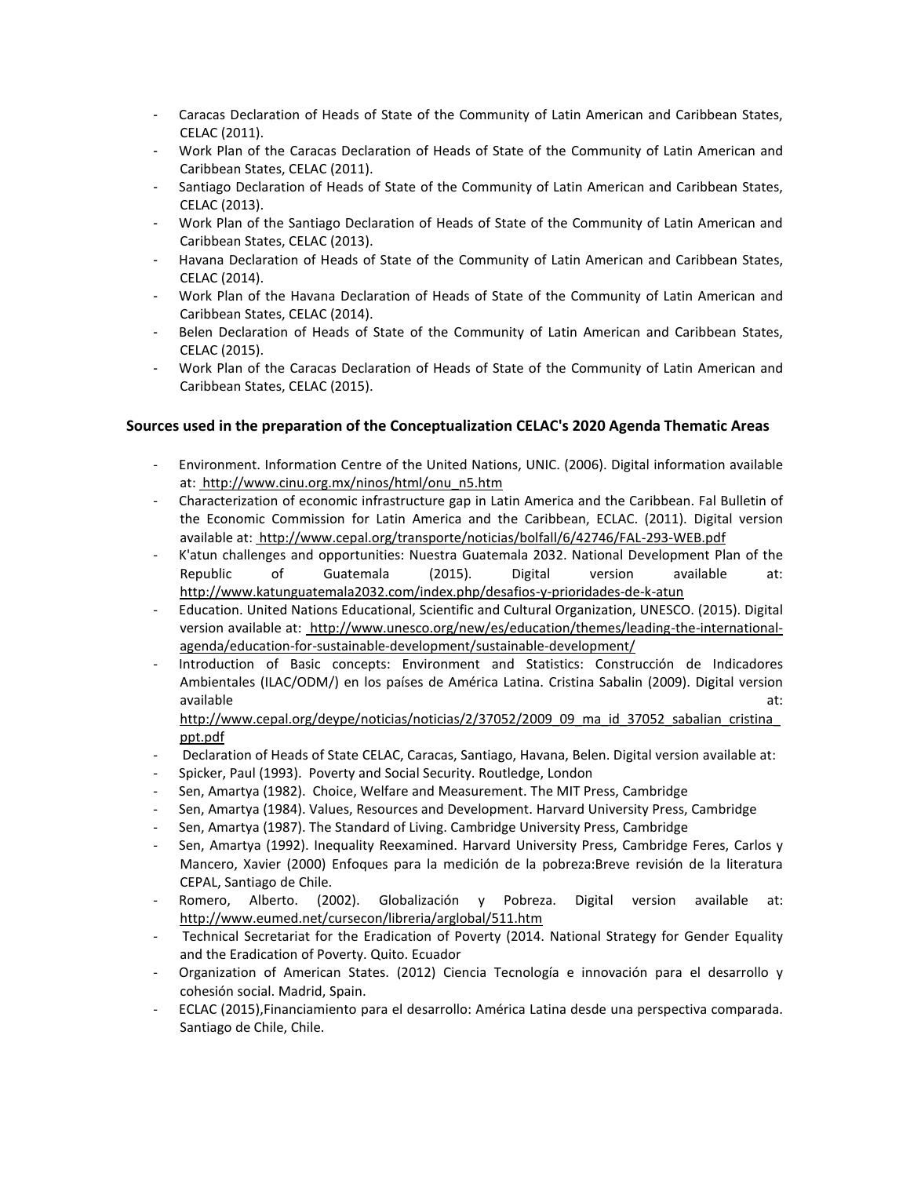- Caracas Declaration of Heads of State of the Community of Latin American and Caribbean States, CELAC (2011).
- Work Plan of the Caracas Declaration of Heads of State of the Community of Latin American and Caribbean States, CELAC (2011).
- Santiago Declaration of Heads of State of the Community of Latin American and Caribbean States, CELAC (2013).
- Work Plan of the Santiago Declaration of Heads of State of the Community of Latin American and Caribbean States, CELAC (2013).
- Havana Declaration of Heads of State of the Community of Latin American and Caribbean States, CELAC (2014).
- Work Plan of the Havana Declaration of Heads of State of the Community of Latin American and Caribbean States, CELAC (2014).
- Belen Declaration of Heads of State of the Community of Latin American and Caribbean States, CELAC (2015).
- Work Plan of the Caracas Declaration of Heads of State of the Community of Latin American and Caribbean States, CELAC (2015).

### Sources used in the preparation of the Conceptualization CELAC's 2020 Agenda Thematic Areas

- Environment. Information Centre of the United Nations, UNIC. (2006). Digital information available at: http://www.cinu.org.mx/ninos/html/onu_n5.htm
- Characterization of economic infrastructure gap in Latin America and the Caribbean. Fal Bulletin of the Economic Commission for Latin America and the Caribbean, ECLAC. (2011). Digital version available at: http://www.cepal.org/transporte/noticias/bolfall/6/42746/FAL-293-WEB.pdf
- K'atun challenges and opportunities: Nuestra Guatemala 2032. National Development Plan of the Republic of Guatemala (2015). Digital version available at: http://www.katunguatemala2032.com/index.php/desafios-y-prioridades-de-k-atun
- Education. United Nations Educational, Scientific and Cultural Organization, UNESCO. (2015). Digital version available at: http://www.unesco.org/new/es/education/themes/leading-the-international-agenda/education-for-sustainable-development/sustainable-development/
- Introduction of Basic concepts: Environment and Statistics: Construcción de Indicadores Ambientales (ILAC/ODM/) en los países de América Latina. Cristina Sabalin (2009). Digital version available at: http://www.cepal.org/deype/noticias/noticias/2/37052/2009_09_ma_id_37052_sabalian_cristina_ppt.pdf
- Declaration of Heads of State CELAC, Caracas, Santiago, Havana, Belen. Digital version available at:
- Spicker, Paul (1993). Poverty and Social Security. Routledge, London
- Sen, Amartya (1982). Choice, Welfare and Measurement. The MIT Press, Cambridge
- Sen, Amartya (1984). Values, Resources and Development. Harvard University Press, Cambridge
- Sen, Amartya (1987). The Standard of Living. Cambridge University Press, Cambridge
- Sen, Amartya (1992). Inequality Reexamined. Harvard University Press, Cambridge Feres, Carlos y Mancero, Xavier (2000) Enfoques para la medición de la pobreza:Breve revisión de la literatura CEPAL, Santiago de Chile.
- Romero, Alberto. (2002). Globalización y Pobreza. Digital version available at: http://www.eumed.net/cursecon/libreria/arglobal/511.htm
- Technical Secretariat for the Eradication of Poverty (2014. National Strategy for Gender Equality and the Eradication of Poverty. Quito. Ecuador
- Organization of American States. (2012) Ciencia Tecnología e innovación para el desarrollo y cohesión social. Madrid, Spain.
- ECLAC (2015),Financiamiento para el desarrollo: América Latina desde una perspectiva comparada. Santiago de Chile, Chile.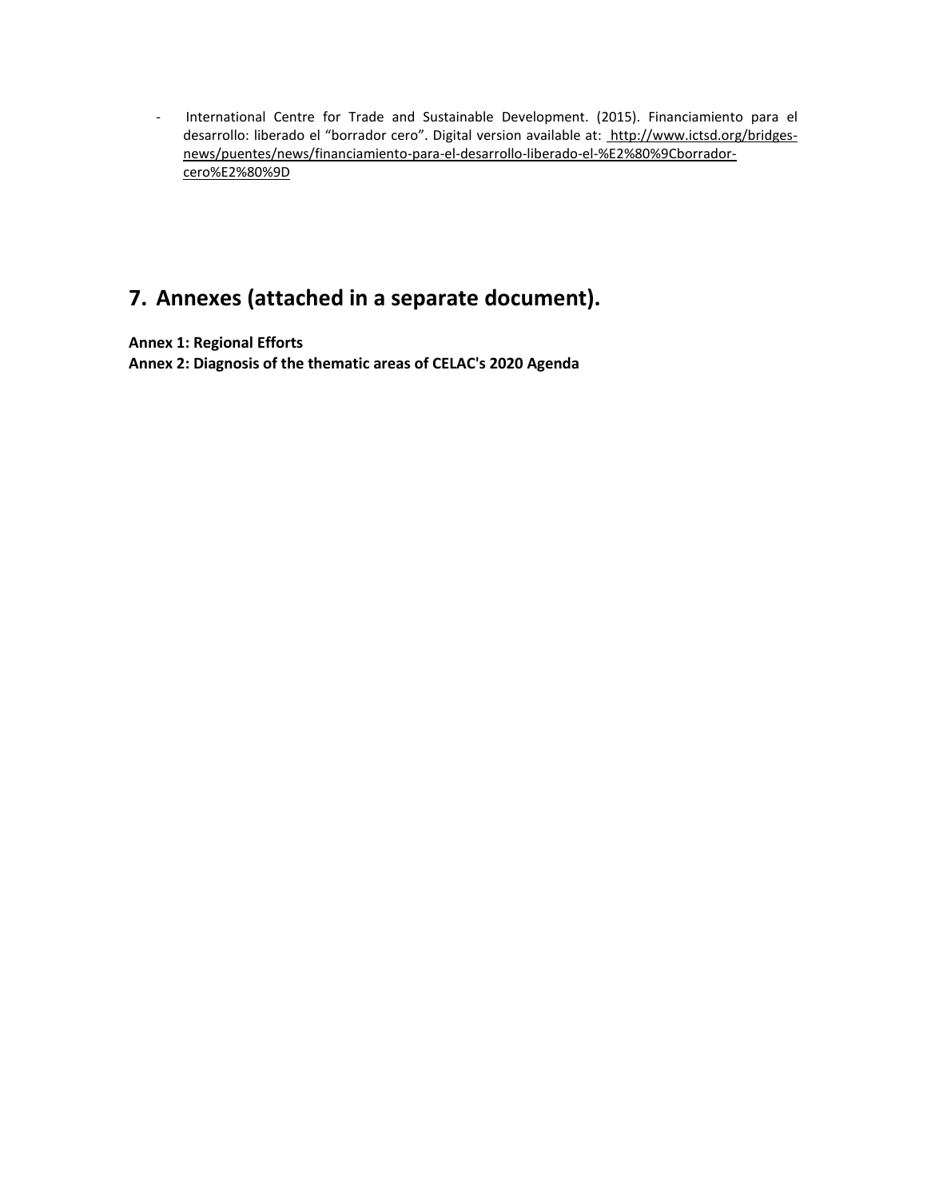- International Centre for Trade and Sustainable Development. (2015). Financiamiento para el desarrollo: liberado el "borrador cero". Digital version available at: http://www.ictsd.org/bridges-news/puentes/news/financiamiento-para-el-desarrollo-liberado-el-%E2%80%9Cborrador-cero%E2%80%9D

## 7. Annexes (attached in a separate document).

**Annex 1: Regional Efforts**
**Annex 2: Diagnosis of the thematic areas of CELAC's 2020 Agenda**